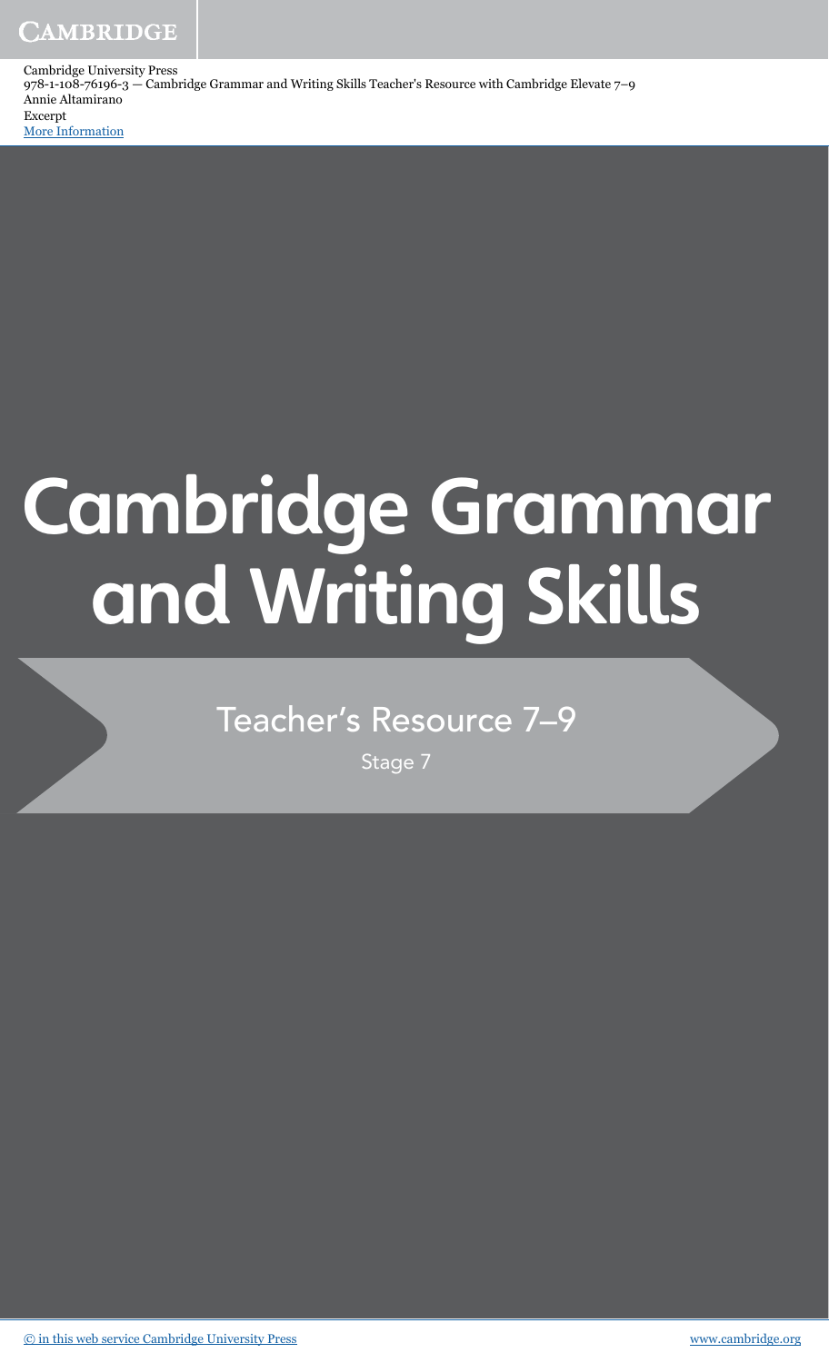Cambridge University Press
978-1-108-76196-3 — Cambridge Grammar and Writing Skills Teacher's Resource with Cambridge Elevate 7–9
Annie Altamirano
Excerpt
More Information

# Cambridge Grammar and Writing Skills

## Teacher's Resource 7–9

Stage 7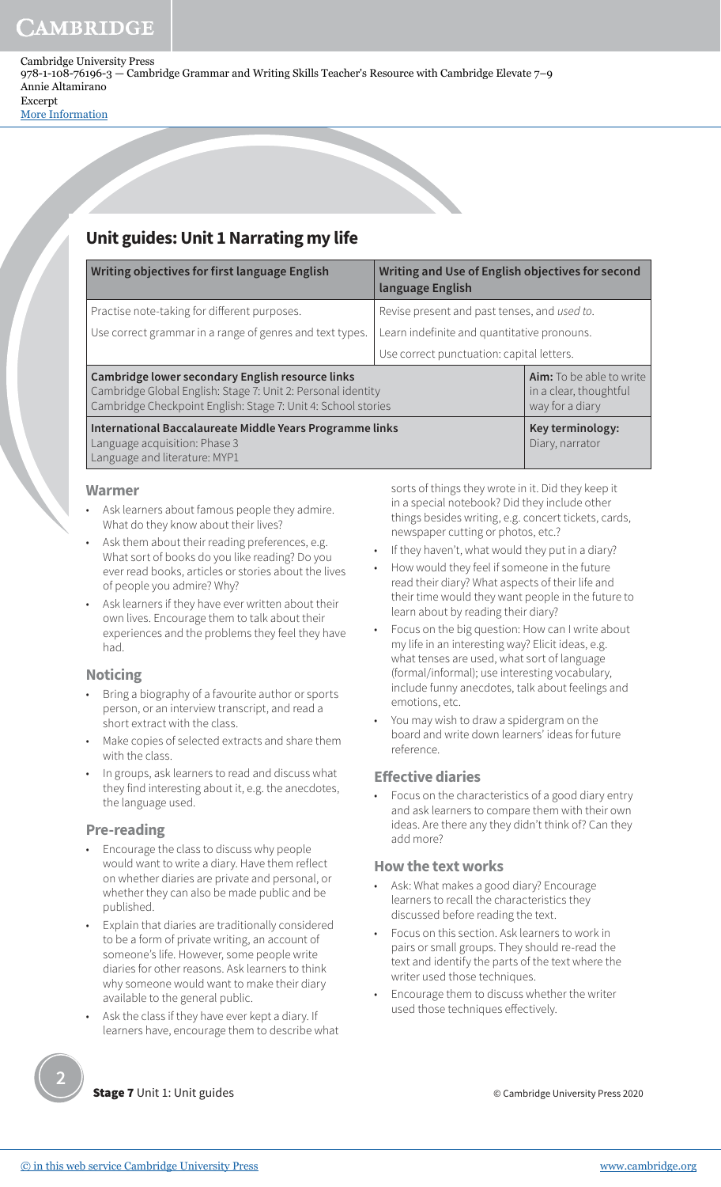# Unit guides: Unit 1 Narrating my life

| Writing objectives for first language English | Writing and Use of English objectives for second language English | |
|---|---|---|
| Practise note-taking for different purposes. | Revise present and past tenses, and *used to*. | |
| Use correct grammar in a range of genres and text types. | Learn indefinite and quantitative pronouns. | |
| | Use correct punctuation: capital letters. | |
| **Cambridge lower secondary English resource links**<br>Cambridge Global English: Stage 7: Unit 2: Personal identity<br>Cambridge Checkpoint English: Stage 7: Unit 4: School stories | | **Aim:** To be able to write in a clear, thoughtful way for a diary |
| **International Baccalaureate Middle Years Programme links**<br>Language acquisition: Phase 3<br>Language and literature: MYP1 | | **Key terminology:** Diary, narrator |

### Warmer

- Ask learners about famous people they admire. What do they know about their lives?
- Ask them about their reading preferences, e.g. What sort of books do you like reading? Do you ever read books, articles or stories about the lives of people you admire? Why?
- Ask learners if they have ever written about their own lives. Encourage them to talk about their experiences and the problems they feel they have had.

### Noticing

- Bring a biography of a favourite author or sports person, or an interview transcript, and read a short extract with the class.
- Make copies of selected extracts and share them with the class.
- In groups, ask learners to read and discuss what they find interesting about it, e.g. the anecdotes, the language used.

### Pre-reading

- Encourage the class to discuss why people would want to write a diary. Have them reflect on whether diaries are private and personal, or whether they can also be made public and be published.
- Explain that diaries are traditionally considered to be a form of private writing, an account of someone's life. However, some people write diaries for other reasons. Ask learners to think why someone would want to make their diary available to the general public.
- Ask the class if they have ever kept a diary. If learners have, encourage them to describe what sorts of things they wrote in it. Did they keep it in a special notebook? Did they include other things besides writing, e.g. concert tickets, cards, newspaper cutting or photos, etc.?
- If they haven't, what would they put in a diary?
- How would they feel if someone in the future read their diary? What aspects of their life and their time would they want people in the future to learn about by reading their diary?
- Focus on the big question: How can I write about my life in an interesting way? Elicit ideas, e.g. what tenses are used, what sort of language (formal/informal); use interesting vocabulary, include funny anecdotes, talk about feelings and emotions, etc.
- You may wish to draw a spidergram on the board and write down learners' ideas for future reference.

### Effective diaries

- Focus on the characteristics of a good diary entry and ask learners to compare them with their own ideas. Are there any they didn't think of? Can they add more?

### How the text works

- Ask: What makes a good diary? Encourage learners to recall the characteristics they discussed before reading the text.
- Focus on this section. Ask learners to work in pairs or small groups. They should re-read the text and identify the parts of the text where the writer used those techniques.
- Encourage them to discuss whether the writer used those techniques effectively.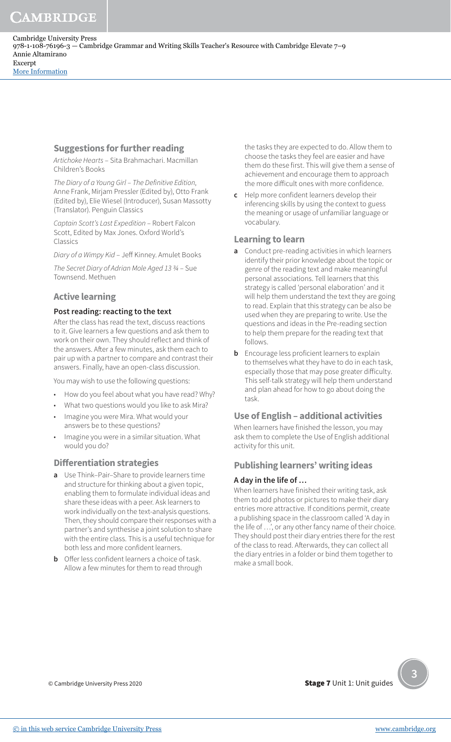## Suggestions for further reading

*Artichoke Hearts* – Sita Brahmachari. Macmillan Children's Books

*The Diary of a Young Girl – The Definitive Edition*, Anne Frank, Mirjam Pressler (Edited by), Otto Frank (Edited by), Elie Wiesel (Introducer), Susan Massotty (Translator). Penguin Classics

*Captain Scott's Last Expedition* – Robert Falcon Scott, Edited by Max Jones. Oxford World's Classics

*Diary of a Wimpy Kid* – Jeff Kinney. Amulet Books

*The Secret Diary of Adrian Mole Aged 13 ¾* – Sue Townsend. Methuen

## Active learning

### Post reading: reacting to the text

After the class has read the text, discuss reactions to it. Give learners a few questions and ask them to work on their own. They should reflect and think of the answers. After a few minutes, ask them each to pair up with a partner to compare and contrast their answers. Finally, have an open-class discussion.

You may wish to use the following questions:

- How do you feel about what you have read? Why?
- What two questions would you like to ask Mira?
- Imagine you were Mira. What would your answers be to these questions?
- Imagine you were in a similar situation. What would you do?

## Differentiation strategies

**a** Use Think–Pair–Share to provide learners time and structure for thinking about a given topic, enabling them to formulate individual ideas and share these ideas with a peer. Ask learners to work individually on the text-analysis questions. Then, they should compare their responses with a partner's and synthesise a joint solution to share with the entire class. This is a useful technique for both less and more confident learners.

**b** Offer less confident learners a choice of task. Allow a few minutes for them to read through the tasks they are expected to do. Allow them to choose the tasks they feel are easier and have them do these first. This will give them a sense of achievement and encourage them to approach the more difficult ones with more confidence.

**c** Help more confident learners develop their inferencing skills by using the context to guess the meaning or usage of unfamiliar language or vocabulary.

## Learning to learn

**a** Conduct pre-reading activities in which learners identify their prior knowledge about the topic or genre of the reading text and make meaningful personal associations. Tell learners that this strategy is called 'personal elaboration' and it will help them understand the text they are going to read. Explain that this strategy can be also be used when they are preparing to write. Use the questions and ideas in the Pre-reading section to help them prepare for the reading text that follows.

**b** Encourage less proficient learners to explain to themselves what they have to do in each task, especially those that may pose greater difficulty. This self-talk strategy will help them understand and plan ahead for how to go about doing the task.

## Use of English – additional activities

When learners have finished the lesson, you may ask them to complete the Use of English additional activity for this unit.

## Publishing learners' writing ideas

### A day in the life of …

When learners have finished their writing task, ask them to add photos or pictures to make their diary entries more attractive. If conditions permit, create a publishing space in the classroom called 'A day in the life of …', or any other fancy name of their choice. They should post their diary entries there for the rest of the class to read. Afterwards, they can collect all the diary entries in a folder or bind them together to make a small book.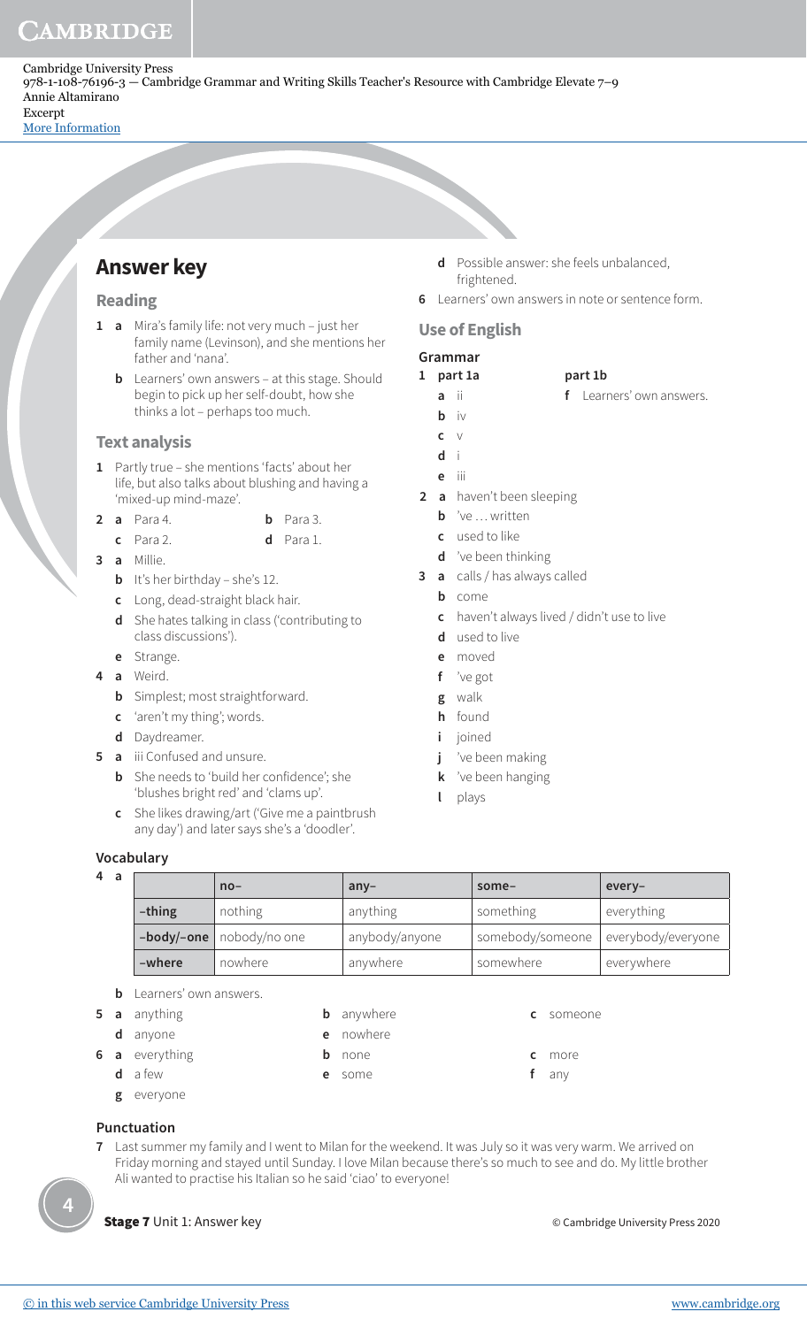## Answer key

### Reading

1 a Mira's family life: not very much – just her family name (Levinson), and she mentions her father and 'nana'.

  b Learners' own answers – at this stage. Should begin to pick up her self-doubt, how she thinks a lot – perhaps too much.

### Text analysis

1 Partly true – she mentions 'facts' about her life, but also talks about blushing and having a 'mixed-up mind-maze'.

2 a Para 4.  b Para 3.
  c Para 2.  d Para 1.

3 a Millie.
  b It's her birthday – she's 12.
  c Long, dead-straight black hair.
  d She hates talking in class ('contributing to class discussions').
  e Strange.

4 a Weird.
  b Simplest; most straightforward.
  c 'aren't my thing'; words.
  d Daydreamer.

5 a iii Confused and unsure.
  b She needs to 'build her confidence'; she 'blushes bright red' and 'clams up'.
  c She likes drawing/art ('Give me a paintbrush any day') and later says she's a 'doodler'.
  d Possible answer: she feels unbalanced, frightened.

6 Learners' own answers in note or sentence form.

### Use of English

#### Grammar

1 part 1a
  a ii
  b iv
  c v
  d i
  e iii

  part 1b
  f Learners' own answers.

2 a haven't been sleeping
  b 've … written
  c used to like
  d 've been thinking

3 a calls / has always called
  b come
  c haven't always lived / didn't use to live
  d used to live
  e moved
  f 've got
  g walk
  h found
  i joined
  j 've been making
  k 've been hanging
  l plays

#### Vocabulary

4 a

| | no– | any– | some– | every– |
|---|---|---|---|---|
| –thing | nothing | anything | something | everything |
| –body/–one | nobody/no one | anybody/anyone | somebody/someone | everybody/everyone |
| –where | nowhere | anywhere | somewhere | everywhere |

  b Learners' own answers.

5 a anything  b anywhere  c someone
  d anyone  e nowhere

6 a everything  b none  c more
  d a few  e some  f any
  g everyone

#### Punctuation

7 Last summer my family and I went to Milan for the weekend. It was July so it was very warm. We arrived on Friday morning and stayed until Sunday. I love Milan because there's so much to see and do. My little brother Ali wanted to practise his Italian so he said 'ciao' to everyone!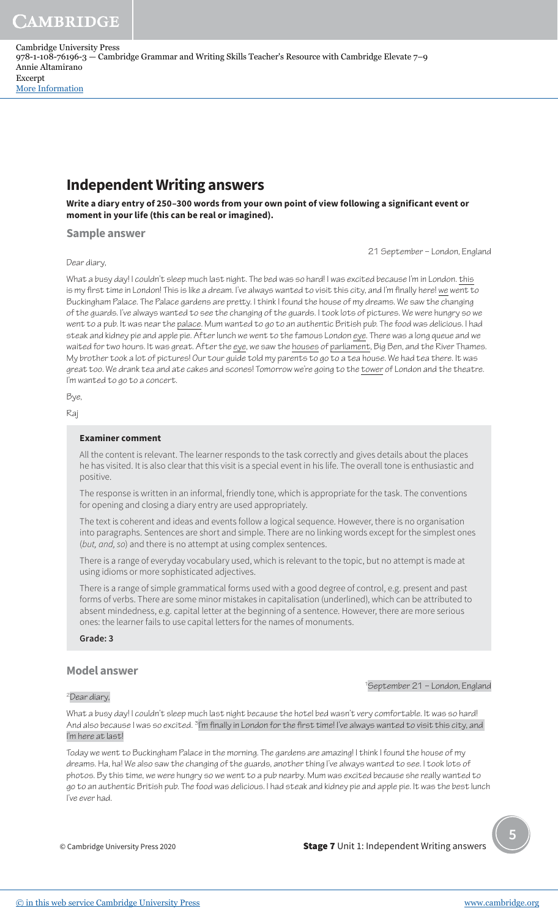# Independent Writing answers

**Write a diary entry of 250–300 words from your own point of view following a significant event or moment in your life (this can be real or imagined).**

## Sample answer

21 September – London, England

Dear diary,

What a busy day! I couldn't sleep much last night. The bed was so hard! I was excited because I'm in London. this is my first time in London! This is like a dream. I've always wanted to visit this city, and I'm finally here! we went to Buckingham Palace. The Palace gardens are pretty. I think I found the house of my dreams. We saw the changing of the guards. I've always wanted to see the changing of the guards. I took lots of pictures. We were hungry so we went to a pub. It was near the palace. Mum wanted to go to an authentic British pub. The food was delicious. I had steak and kidney pie and apple pie. After lunch we went to the famous London eye. There was a long queue and we waited for two hours. It was great. After the eye, we saw the houses of parliament, Big Ben, and the River Thames. My brother took a lot of pictures! Our tour guide told my parents to go to a tea house. We had tea there. It was great too. We drank tea and ate cakes and scones! Tomorrow we're going to the tower of London and the theatre. I'm wanted to go to a concert.

Bye,

Raj

> **Examiner comment**
>
> All the content is relevant. The learner responds to the task correctly and gives details about the places he has visited. It is also clear that this visit is a special event in his life. The overall tone is enthusiastic and positive.
>
> The response is written in an informal, friendly tone, which is appropriate for the task. The conventions for opening and closing a diary entry are used appropriately.
>
> The text is coherent and ideas and events follow a logical sequence. However, there is no organisation into paragraphs. Sentences are short and simple. There are no linking words except for the simplest ones (*but, and, so*) and there is no attempt at using complex sentences.
>
> There is a range of everyday vocabulary used, which is relevant to the topic, but no attempt is made at using idioms or more sophisticated adjectives.
>
> There is a range of simple grammatical forms used with a good degree of control, e.g. present and past forms of verbs. There are some minor mistakes in capitalisation (underlined), which can be attributed to absent mindedness, e.g. capital letter at the beginning of a sentence. However, there are more serious ones: the learner fails to use capital letters for the names of monuments.
>
> **Grade: 3**

## Model answer

[1]September 21 – London, England

[2]Dear diary,

What a busy day! I couldn't sleep much last night because the hotel bed wasn't very comfortable. It was so hard! And also because I was so excited. [3]I'm finally in London for the first time! I've always wanted to visit this city, and I'm here at last!

Today we went to Buckingham Palace in the morning. The gardens are amazing! I think I found the house of my dreams. Ha, ha! We also saw the changing of the guards, another thing I've always wanted to see. I took lots of photos. By this time, we were hungry so we went to a pub nearby. Mum was excited because she really wanted to go to an authentic British pub. The food was delicious. I had steak and kidney pie and apple pie. It was the best lunch I've ever had.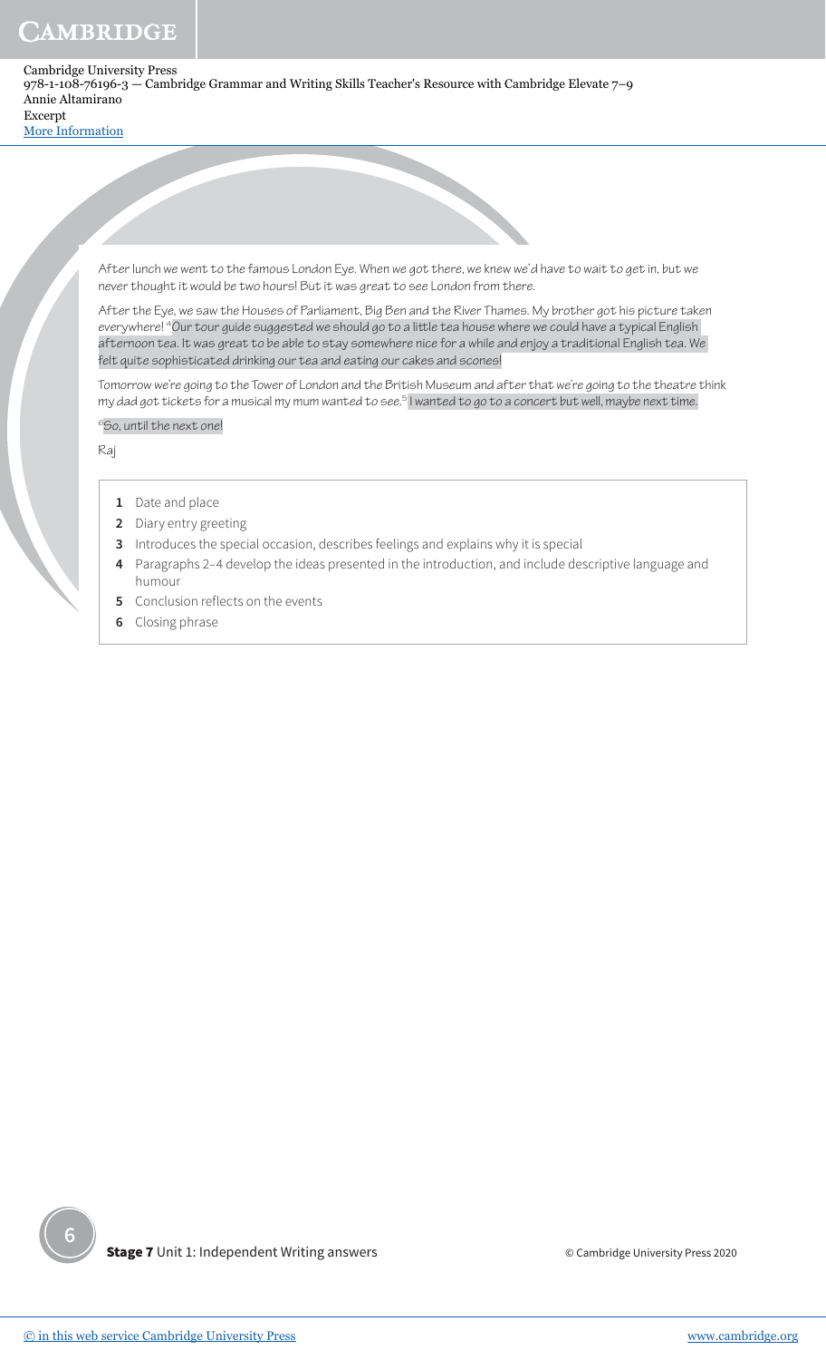After lunch we went to the famous London Eye. When we got there, we knew we'd have to wait to get in, but we never thought it would be two hours! But it was great to see London from there.

After the Eye, we saw the Houses of Parliament, Big Ben and the River Thames. My brother got his picture taken everywhere! [4]Our tour guide suggested we should go to a little tea house where we could have a typical English afternoon tea. It was great to be able to stay somewhere nice for a while and enjoy a traditional English tea. We felt quite sophisticated drinking our tea and eating our cakes and scones!

Tomorrow we're going to the Tower of London and the British Museum and after that we're going to the theatre think my dad got tickets for a musical my mum wanted to see.[5] I wanted to go to a concert but well, maybe next time.

[6]So, until the next one!

Raj

1. Date and place
2. Diary entry greeting
3. Introduces the special occasion, describes feelings and explains why it is special
4. Paragraphs 2–4 develop the ideas presented in the introduction, and include descriptive language and humour
5. Conclusion reflects on the events
6. Closing phrase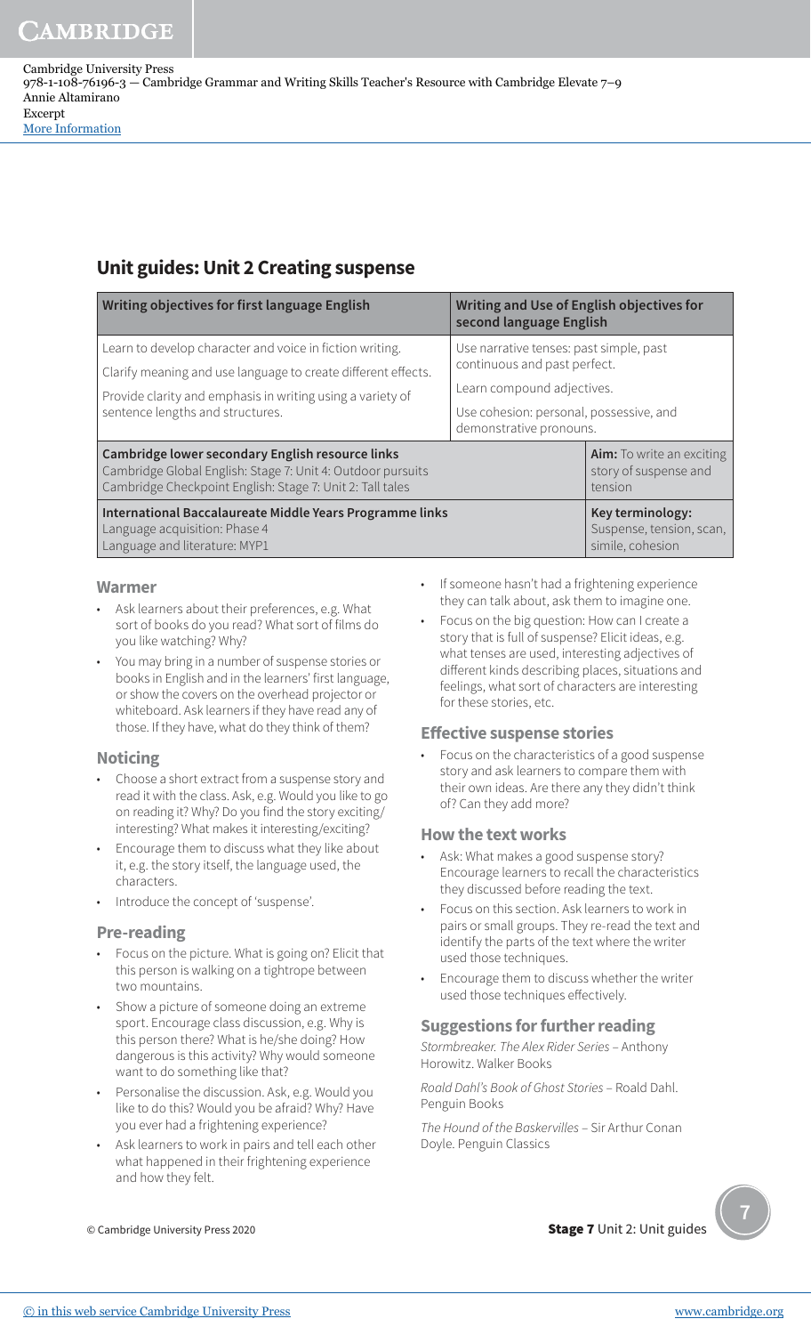## Unit guides: Unit 2 Creating suspense

| Writing objectives for first language English | Writing and Use of English objectives for second language English | |
|---|---|---|
| Learn to develop character and voice in fiction writing.<br>Clarify meaning and use language to create different effects.<br>Provide clarity and emphasis in writing using a variety of sentence lengths and structures. | Use narrative tenses: past simple, past continuous and past perfect.<br>Learn compound adjectives.<br>Use cohesion: personal, possessive, and demonstrative pronouns. | |
| **Cambridge lower secondary English resource links**<br>Cambridge Global English: Stage 7: Unit 4: Outdoor pursuits<br>Cambridge Checkpoint English: Stage 7: Unit 2: Tall tales | | **Aim:** To write an exciting story of suspense and tension |
| **International Baccalaureate Middle Years Programme links**<br>Language acquisition: Phase 4<br>Language and literature: MYP1 | | **Key terminology:** Suspense, tension, scan, simile, cohesion |

### Warmer

- Ask learners about their preferences, e.g. What sort of books do you read? What sort of films do you like watching? Why?
- You may bring in a number of suspense stories or books in English and in the learners' first language, or show the covers on the overhead projector or whiteboard. Ask learners if they have read any of those. If they have, what do they think of them?

### Noticing

- Choose a short extract from a suspense story and read it with the class. Ask, e.g. Would you like to go on reading it? Why? Do you find the story exciting/interesting? What makes it interesting/exciting?
- Encourage them to discuss what they like about it, e.g. the story itself, the language used, the characters.
- Introduce the concept of 'suspense'.

### Pre-reading

- Focus on the picture. What is going on? Elicit that this person is walking on a tightrope between two mountains.
- Show a picture of someone doing an extreme sport. Encourage class discussion, e.g. Why is this person there? What is he/she doing? How dangerous is this activity? Why would someone want to do something like that?
- Personalise the discussion. Ask, e.g. Would you like to do this? Would you be afraid? Why? Have you ever had a frightening experience?
- Ask learners to work in pairs and tell each other what happened in their frightening experience and how they felt.
- If someone hasn't had a frightening experience they can talk about, ask them to imagine one.
- Focus on the big question: How can I create a story that is full of suspense? Elicit ideas, e.g. what tenses are used, interesting adjectives of different kinds describing places, situations and feelings, what sort of characters are interesting for these stories, etc.

### Effective suspense stories

- Focus on the characteristics of a good suspense story and ask learners to compare them with their own ideas. Are there any they didn't think of? Can they add more?

### How the text works

- Ask: What makes a good suspense story? Encourage learners to recall the characteristics they discussed before reading the text.
- Focus on this section. Ask learners to work in pairs or small groups. They re-read the text and identify the parts of the text where the writer used those techniques.
- Encourage them to discuss whether the writer used those techniques effectively.

### Suggestions for further reading

*Stormbreaker. The Alex Rider Series* – Anthony Horowitz. Walker Books

*Roald Dahl's Book of Ghost Stories* – Roald Dahl. Penguin Books

*The Hound of the Baskervilles* – Sir Arthur Conan Doyle. Penguin Classics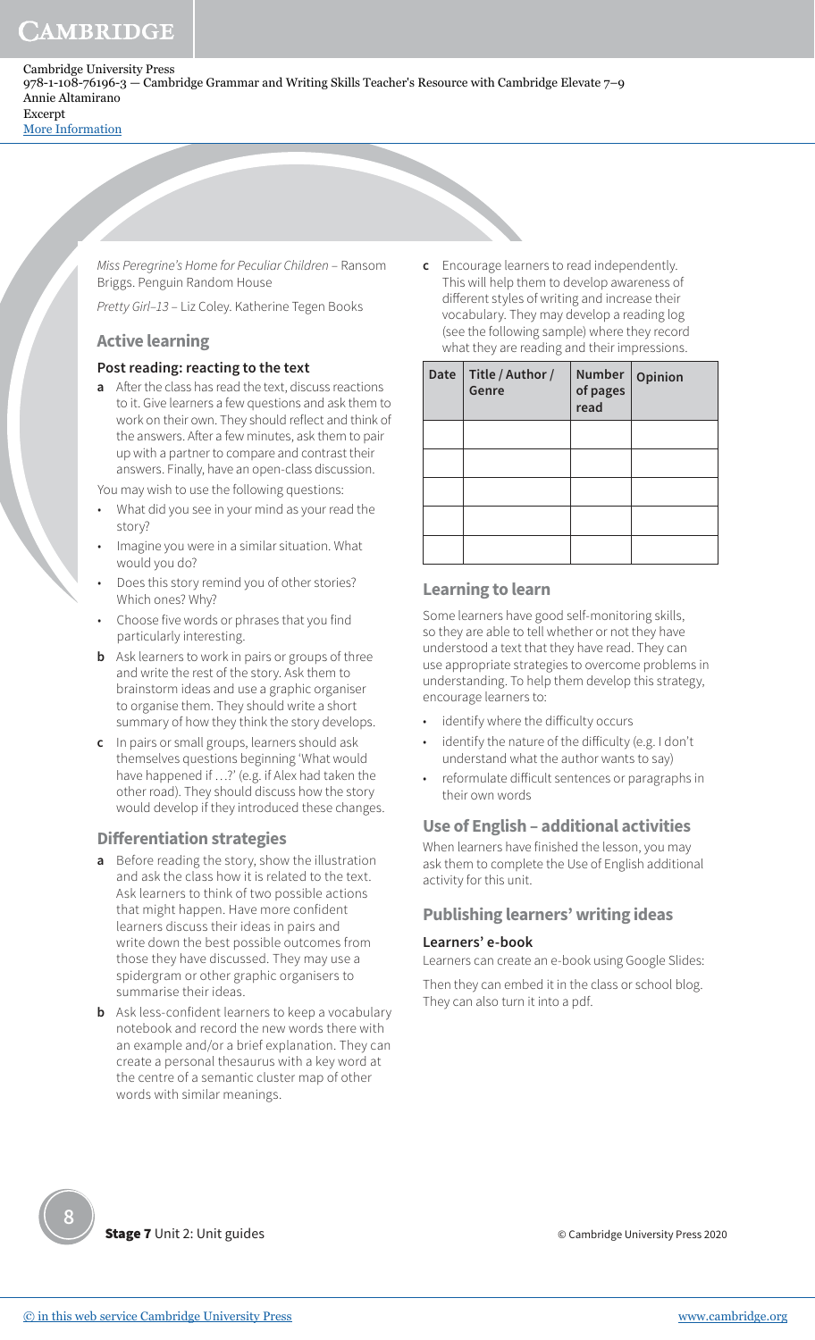*Miss Peregrine's Home for Peculiar Children* – Ransom Briggs. Penguin Random House

*Pretty Girl–13* – Liz Coley. Katherine Tegen Books

## Active learning

### Post reading: reacting to the text

**a** After the class has read the text, discuss reactions to it. Give learners a few questions and ask them to work on their own. They should reflect and think of the answers. After a few minutes, ask them to pair up with a partner to compare and contrast their answers. Finally, have an open-class discussion.

You may wish to use the following questions:

- What did you see in your mind as your read the story?
- Imagine you were in a similar situation. What would you do?
- Does this story remind you of other stories? Which ones? Why?
- Choose five words or phrases that you find particularly interesting.

**b** Ask learners to work in pairs or groups of three and write the rest of the story. Ask them to brainstorm ideas and use a graphic organiser to organise them. They should write a short summary of how they think the story develops.

**c** In pairs or small groups, learners should ask themselves questions beginning 'What would have happened if …?' (e.g. if Alex had taken the other road). They should discuss how the story would develop if they introduced these changes.

## Differentiation strategies

**a** Before reading the story, show the illustration and ask the class how it is related to the text. Ask learners to think of two possible actions that might happen. Have more confident learners discuss their ideas in pairs and write down the best possible outcomes from those they have discussed. They may use a spidergram or other graphic organisers to summarise their ideas.

**b** Ask less-confident learners to keep a vocabulary notebook and record the new words there with an example and/or a brief explanation. They can create a personal thesaurus with a key word at the centre of a semantic cluster map of other words with similar meanings.

**c** Encourage learners to read independently. This will help them to develop awareness of different styles of writing and increase their vocabulary. They may develop a reading log (see the following sample) where they record what they are reading and their impressions.

| Date | Title / Author / Genre | Number of pages read | Opinion |
|---|---|---|---|
| | | | |
| | | | |
| | | | |
| | | | |
| | | | |

## Learning to learn

Some learners have good self-monitoring skills, so they are able to tell whether or not they have understood a text that they have read. They can use appropriate strategies to overcome problems in understanding. To help them develop this strategy, encourage learners to:

- identify where the difficulty occurs
- identify the nature of the difficulty (e.g. I don't understand what the author wants to say)
- reformulate difficult sentences or paragraphs in their own words

## Use of English – additional activities

When learners have finished the lesson, you may ask them to complete the Use of English additional activity for this unit.

## Publishing learners' writing ideas

### Learners' e-book

Learners can create an e-book using Google Slides:

Then they can embed it in the class or school blog. They can also turn it into a pdf.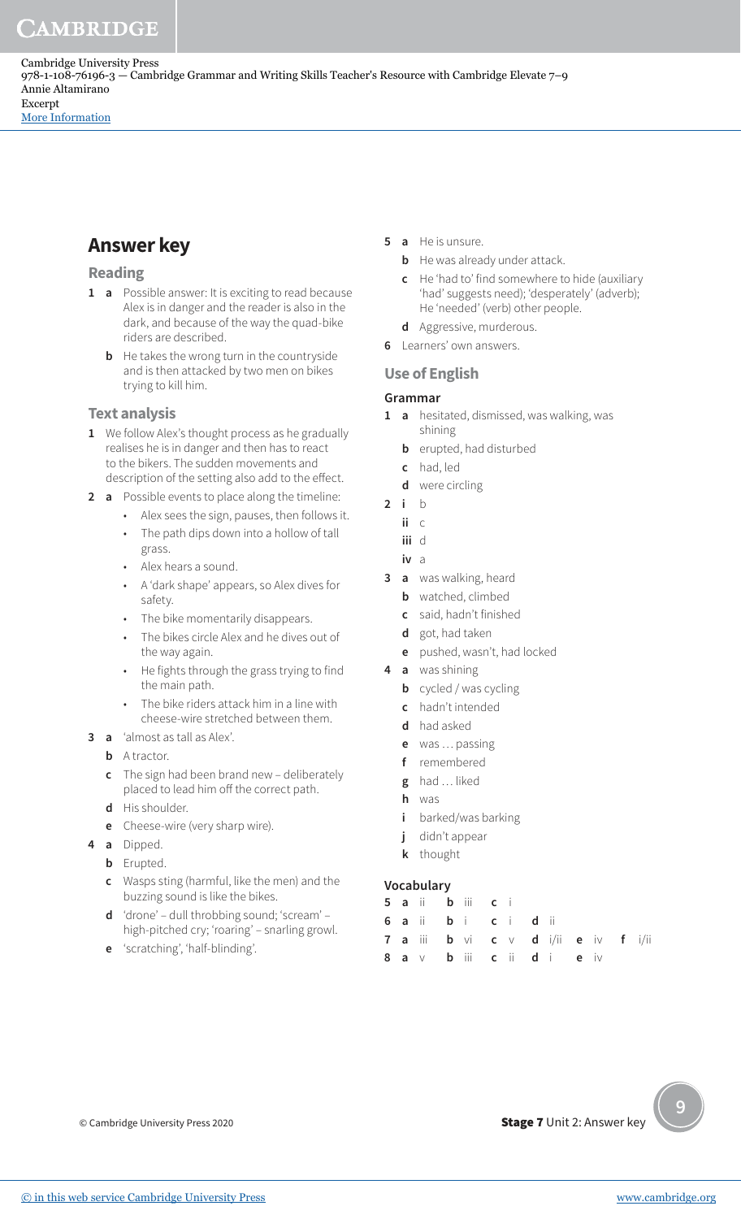# Answer key

## Reading

1. a Possible answer: It is exciting to read because Alex is in danger and the reader is also in the dark, and because of the way the quad-bike riders are described.
   b He takes the wrong turn in the countryside and is then attacked by two men on bikes trying to kill him.

## Text analysis

1. We follow Alex's thought process as he gradually realises he is in danger and then has to react to the bikers. The sudden movements and description of the setting also add to the effect.
2. a Possible events to place along the timeline:
   - Alex sees the sign, pauses, then follows it.
   - The path dips down into a hollow of tall grass.
   - Alex hears a sound.
   - A 'dark shape' appears, so Alex dives for safety.
   - The bike momentarily disappears.
   - The bikes circle Alex and he dives out of the way again.
   - He fights through the grass trying to find the main path.
   - The bike riders attack him in a line with cheese-wire stretched between them.
3. a 'almost as tall as Alex'.
   b A tractor.
   c The sign had been brand new – deliberately placed to lead him off the correct path.
   d His shoulder.
   e Cheese-wire (very sharp wire).
4. a Dipped.
   b Erupted.
   c Wasps sting (harmful, like the men) and the buzzing sound is like the bikes.
   d 'drone' – dull throbbing sound; 'scream' – high-pitched cry; 'roaring' – snarling growl.
   e 'scratching', 'half-blinding'.
5. a He is unsure.
   b He was already under attack.
   c He 'had to' find somewhere to hide (auxiliary 'had' suggests need); 'desperately' (adverb); He 'needed' (verb) other people.
   d Aggressive, murderous.
6. Learners' own answers.

## Use of English

### Grammar

1. a hesitated, dismissed, was walking, was shining
   b erupted, had disturbed
   c had, led
   d were circling
2. i b
   ii c
   iii d
   iv a
3. a was walking, heard
   b watched, climbed
   c said, hadn't finished
   d got, had taken
   e pushed, wasn't, had locked
4. a was shining
   b cycled / was cycling
   c hadn't intended
   d had asked
   e was … passing
   f remembered
   g had … liked
   h was
   i barked/was barking
   j didn't appear
   k thought

### Vocabulary

5. **a** ii **b** iii **c** i
6. **a** ii **b** i **c** i **d** ii
7. **a** iii **b** vi **c** v **d** i/ii **e** iv **f** i/ii
8. **a** v **b** iii **c** ii **d** i **e** iv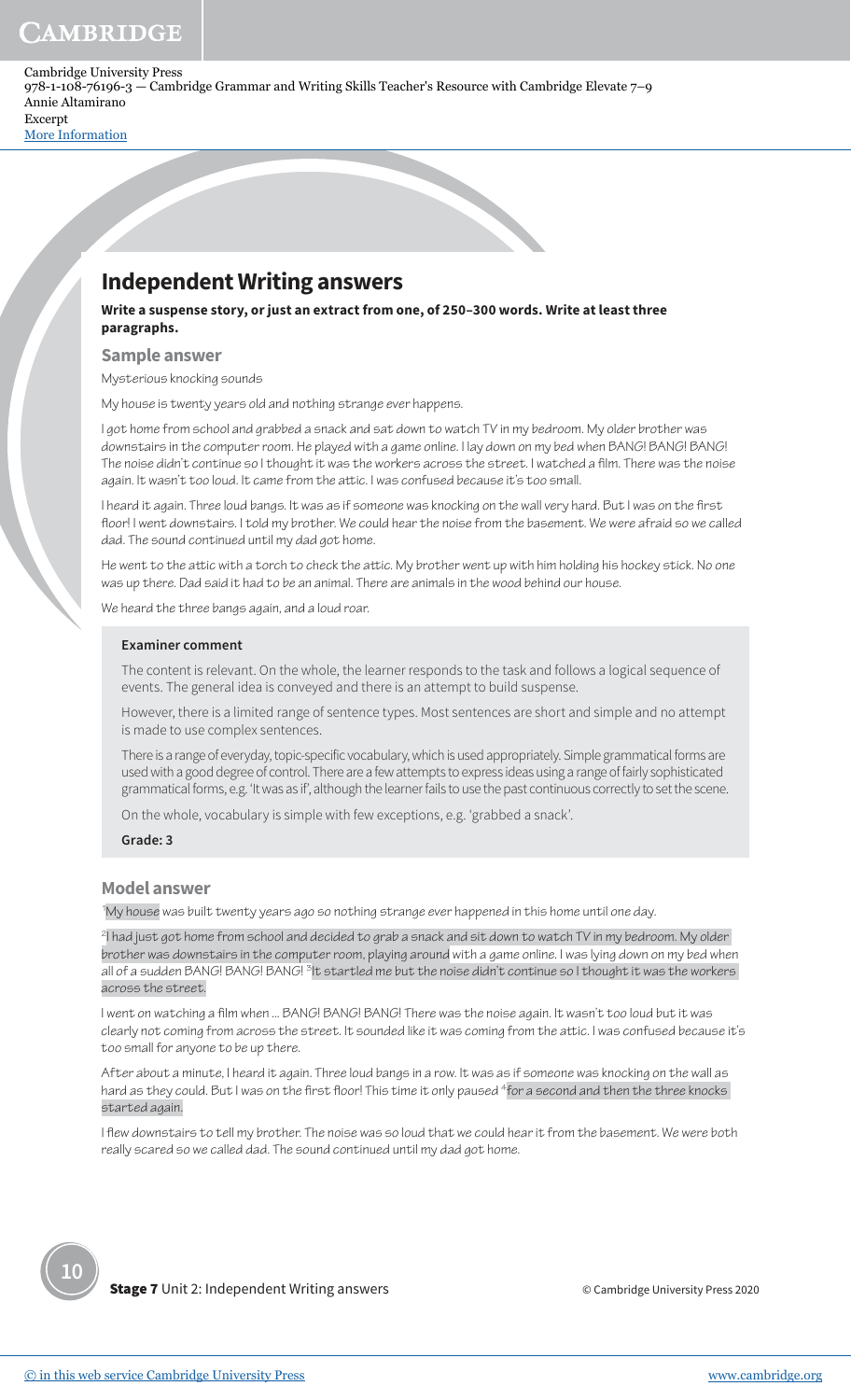# Independent Writing answers

**Write a suspense story, or just an extract from one, of 250–300 words. Write at least three paragraphs.**

## Sample answer

Mysterious knocking sounds

My house is twenty years old and nothing strange ever happens.

I got home from school and grabbed a snack and sat down to watch TV in my bedroom. My older brother was downstairs in the computer room. He played with a game online. I lay down on my bed when BANG! BANG! BANG! The noise didn't continue so I thought it was the workers across the street. I watched a film. There was the noise again. It wasn't too loud. It came from the attic. I was confused because it's too small.

I heard it again. Three loud bangs. It was as if someone was knocking on the wall very hard. But I was on the first floor! I went downstairs. I told my brother. We could hear the noise from the basement. We were afraid so we called dad. The sound continued until my dad got home.

He went to the attic with a torch to check the attic. My brother went up with him holding his hockey stick. No one was up there. Dad said it had to be an animal. There are animals in the wood behind our house.

We heard the three bangs again, and a loud roar.

**Examiner comment**

The content is relevant. On the whole, the learner responds to the task and follows a logical sequence of events. The general idea is conveyed and there is an attempt to build suspense.

However, there is a limited range of sentence types. Most sentences are short and simple and no attempt is made to use complex sentences.

There is a range of everyday, topic-specific vocabulary, which is used appropriately. Simple grammatical forms are used with a good degree of control. There are a few attempts to express ideas using a range of fairly sophisticated grammatical forms, e.g. 'It was as if', although the learner fails to use the past continuous correctly to set the scene.

On the whole, vocabulary is simple with few exceptions, e.g. 'grabbed a snack'.

**Grade: 3**

## Model answer

[1]My house was built twenty years ago so nothing strange ever happened in this home until one day.

[2]I had just got home from school and decided to grab a snack and sit down to watch TV in my bedroom. My older brother was downstairs in the computer room, playing around with a game online. I was lying down on my bed when all of a sudden BANG! BANG! BANG! [3]It startled me but the noise didn't continue so I thought it was the workers across the street.

I went on watching a film when ... BANG! BANG! BANG! There was the noise again. It wasn't too loud but it was clearly not coming from across the street. It sounded like it was coming from the attic. I was confused because it's too small for anyone to be up there.

After about a minute, I heard it again. Three loud bangs in a row. It was as if someone was knocking on the wall as hard as they could. But I was on the first floor! This time it only paused [4]for a second and then the three knocks started again.

I flew downstairs to tell my brother. The noise was so loud that we could hear it from the basement. We were both really scared so we called dad. The sound continued until my dad got home.